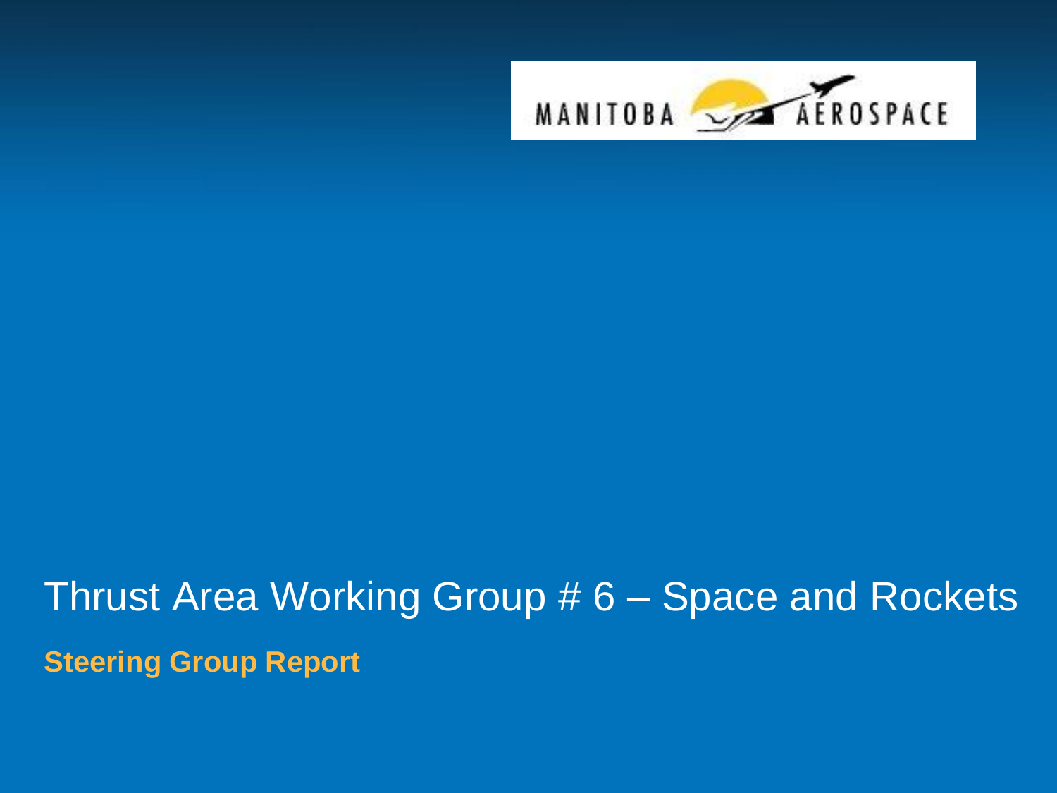MANITOBA AEROSPACE

# Thrust Area Working Group # 6 – Space and Rockets

**Steering Group Report**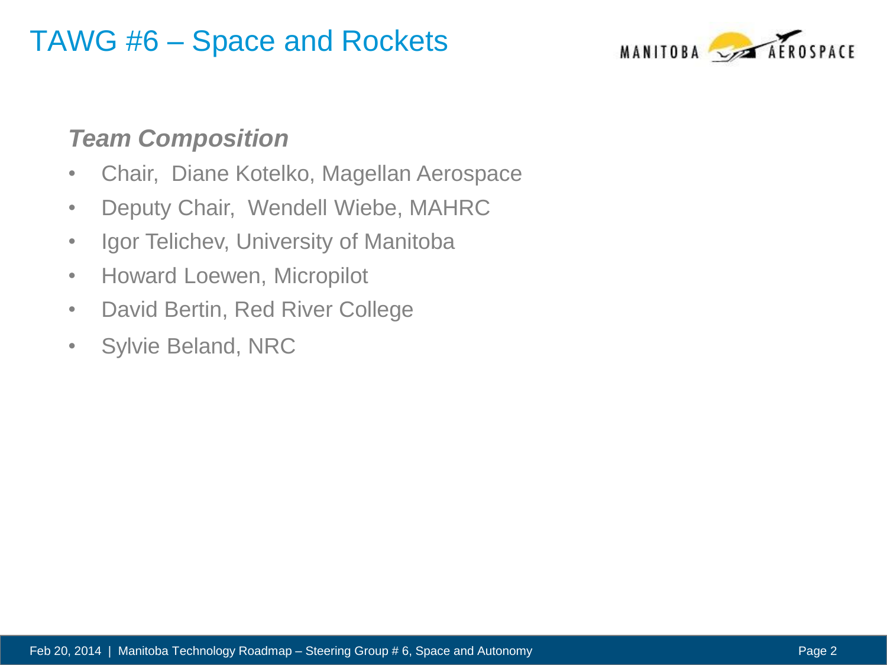# TAWG #6 – Space and Rockets

***Team Composition***

- Chair, Diane Kotelko, Magellan Aerospace
- Deputy Chair, Wendell Wiebe, MAHRC
- Igor Telichev, University of Manitoba
- Howard Loewen, Micropilot
- David Bertin, Red River College
- Sylvie Beland, NRC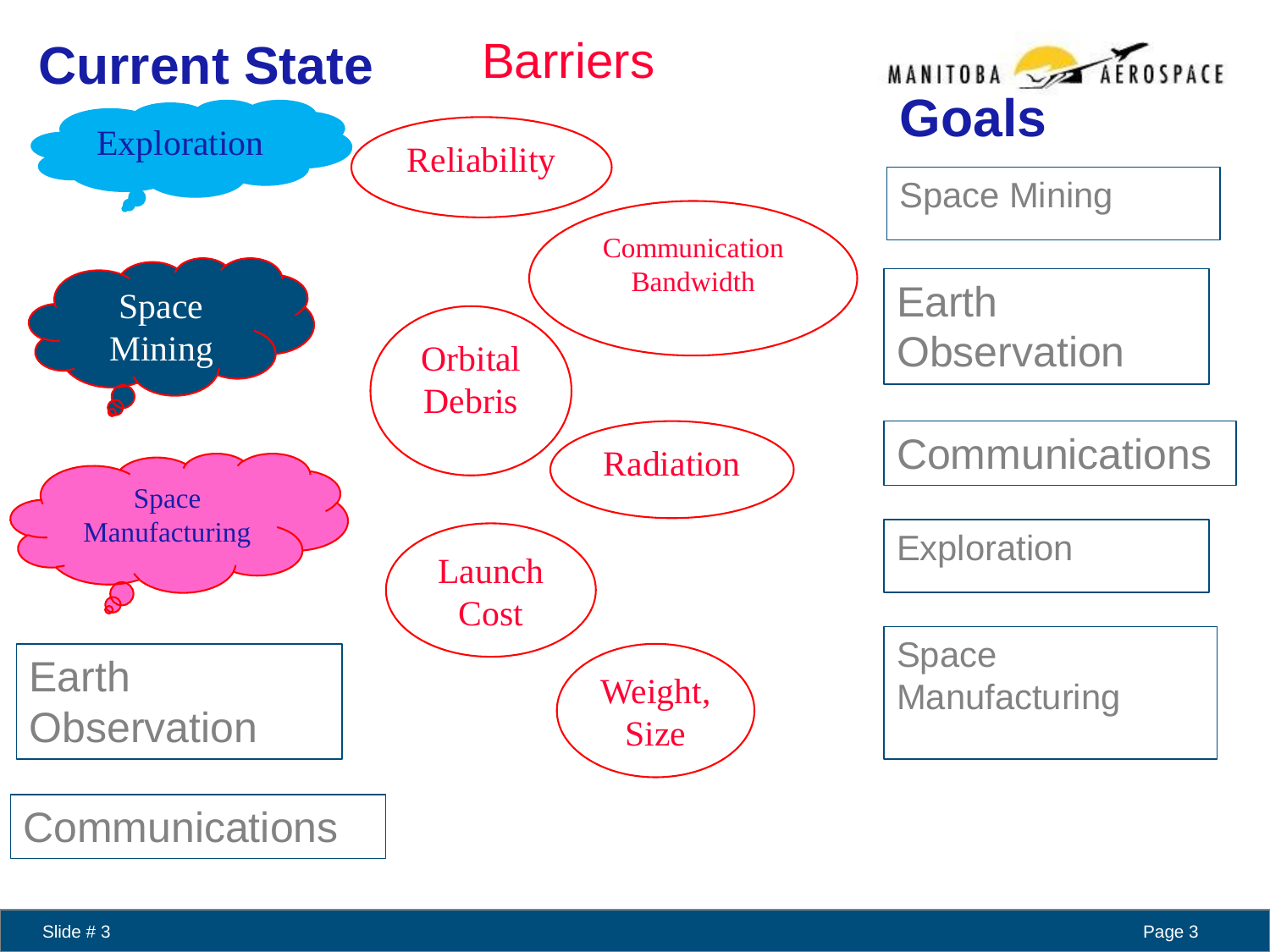## Current State

- Exploration
- Space Mining
- Space Manufacturing
- Earth Observation
- Communications

## Barriers

- Reliability
- Communication Bandwidth
- Orbital Debris
- Radiation
- Launch Cost
- Weight, Size

MANITOBA AEROSPACE

## Goals

- Space Mining
- Earth Observation
- Communications
- Exploration
- Space Manufacturing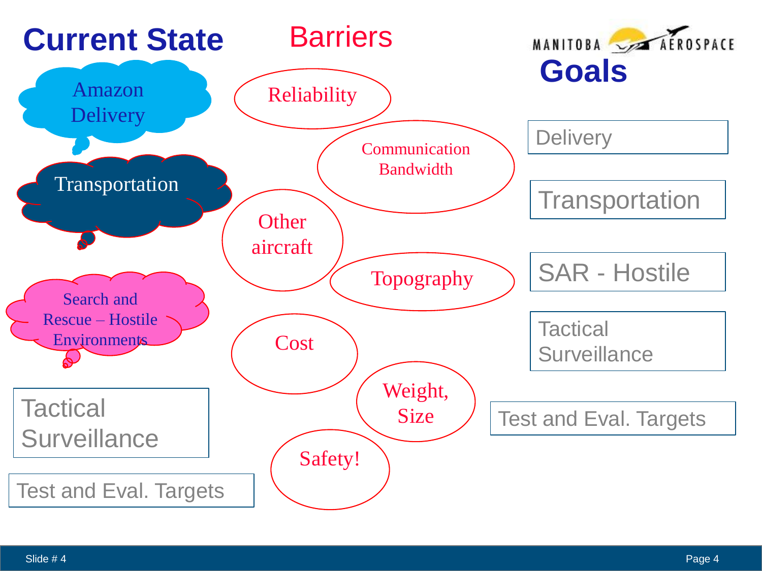## Current State

- Amazon Delivery
- Transportation
- Search and Rescue – Hostile Environments
- Tactical Surveillance
- Test and Eval. Targets

## Barriers

- Reliability
- Communication Bandwidth
- Other aircraft
- Topography
- Cost
- Weight, Size
- Safety!

MANITOBA AEROSPACE

## Goals

- Delivery
- Transportation
- SAR - Hostile
- Tactical Surveillance
- Test and Eval. Targets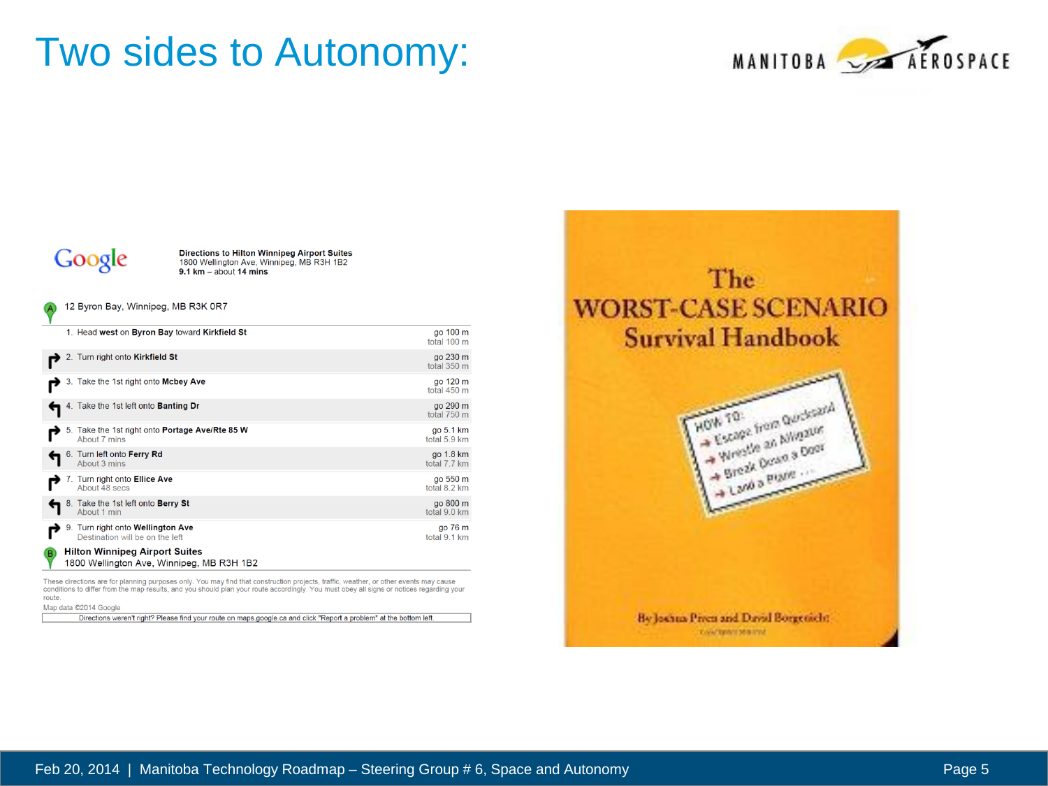# Two sides to Autonomy:

Google

**Directions to Hilton Winnipeg Airport Suites**
1800 Wellington Ave, Winnipeg, MB R3H 1B2
**9.1 km** – about **14 mins**

A 12 Byron Bay, Winnipeg, MB R3K 0R7

| Step | Distance |
| --- | --- |
| 1. Head **west** on **Byron Bay** toward **Kirkfield St** | go 100 m<br>total 100 m |
| 2. Turn right onto **Kirkfield St** | go 230 m<br>total 350 m |
| 3. Take the 1st right onto **Mcbey Ave** | go 120 m<br>total 450 m |
| 4. Take the 1st left onto **Banting Dr** | go 290 m<br>total 750 m |
| 5. Take the 1st right onto **Portage Ave/Rte 85 W**<br>About 7 mins | go 5.1 km<br>total 5.9 km |
| 6. Turn left onto **Ferry Rd**<br>About 3 mins | go 1.8 km<br>total 7.7 km |
| 7. Turn right onto **Ellice Ave**<br>About 48 secs | go 550 m<br>total 8.2 km |
| 8. Take the 1st left onto **Berry St**<br>About 1 min | go 800 m<br>total 9.0 km |
| 9. Turn right onto **Wellington Ave**<br>Destination will be on the left | go 76 m<br>total 9.1 km |

B **Hilton Winnipeg Airport Suites**
1800 Wellington Ave, Winnipeg, MB R3H 1B2

These directions are for planning purposes only. You may find that construction projects, traffic, weather, or other events may cause conditions to differ from the map results, and you should plan your route accordingly. You must obey all signs or notices regarding your route.

Map data ©2014 Google

Directions weren't right? Please find your route on maps.google.ca and click "Report a problem" at the bottom left.

The WORST-CASE SCENARIO Survival Handbook

HOW TO:
- Escape from Quicksand
- Wrestle an Alligator
- Break Down a Door
- Land a Plane . . .

By Joshua Piven and David Borgenicht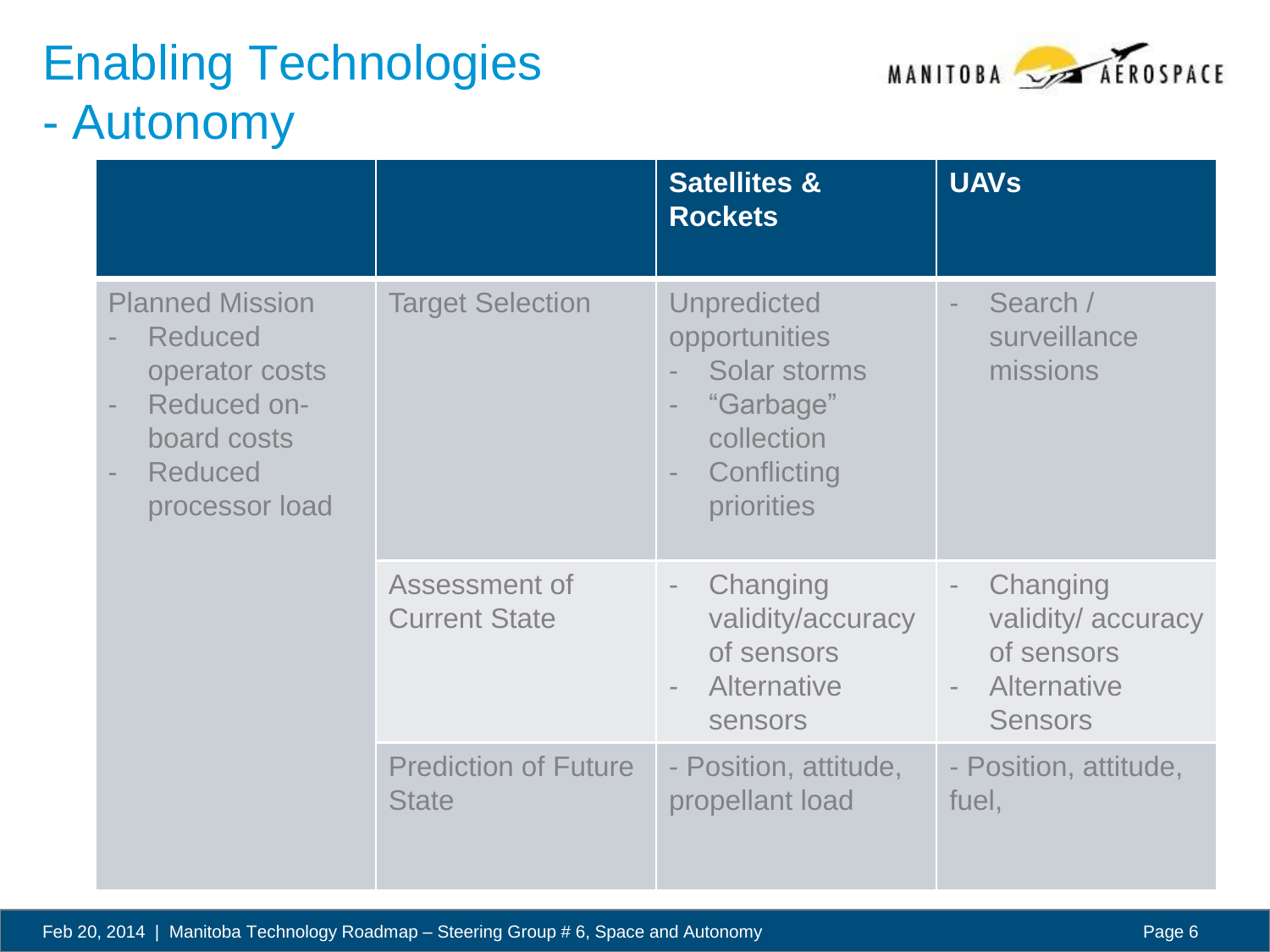# Enabling Technologies
# - Autonomy

| | | Satellites & Rockets | UAVs |
|---|---|---|---|
| Planned Mission<br>- Reduced operator costs<br>- Reduced on-board costs<br>- Reduced processor load | Target Selection | Unpredicted opportunities<br>- Solar storms<br>- “Garbage” collection<br>- Conflicting priorities | - Search / surveillance missions |
| | Assessment of Current State | - Changing validity/accuracy of sensors<br>- Alternative sensors | - Changing validity/ accuracy of sensors<br>- Alternative Sensors |
| | Prediction of Future State | - Position, attitude, propellant load | - Position, attitude, fuel, |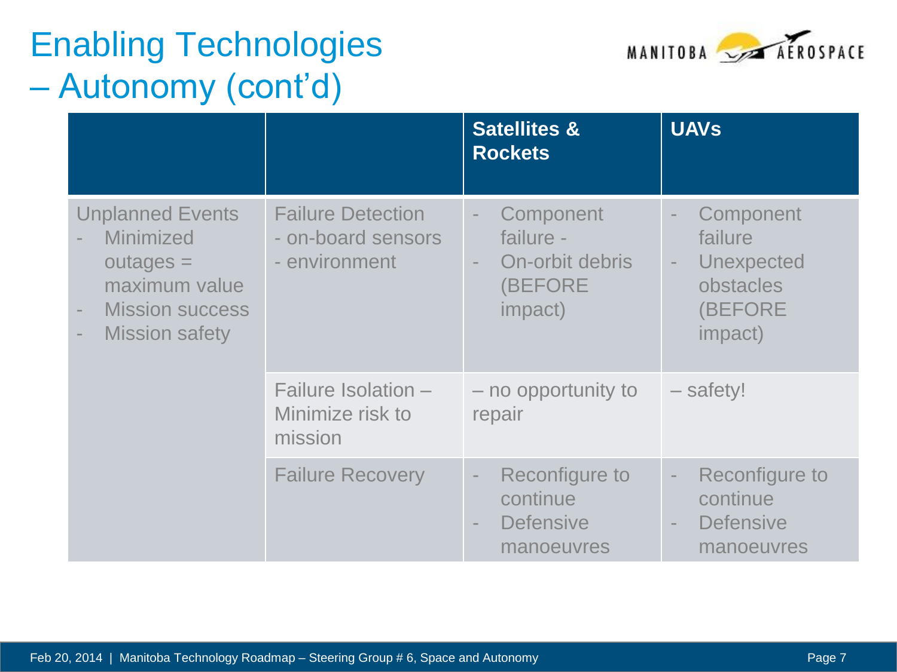# Enabling Technologies – Autonomy (cont'd)

| | | Satellites & Rockets | UAVs |
|---|---|---|---|
| Unplanned Events<br>- Minimized outages = maximum value<br>- Mission success<br>- Mission safety | Failure Detection<br>- on-board sensors<br>- environment | - Component failure -<br>- On-orbit debris (BEFORE impact) | - Component failure<br>- Unexpected obstacles (BEFORE impact) |
| | Failure Isolation – Minimize risk to mission | – no opportunity to repair | – safety! |
| | Failure Recovery | - Reconfigure to continue<br>- Defensive manoeuvres | - Reconfigure to continue<br>- Defensive manoeuvres |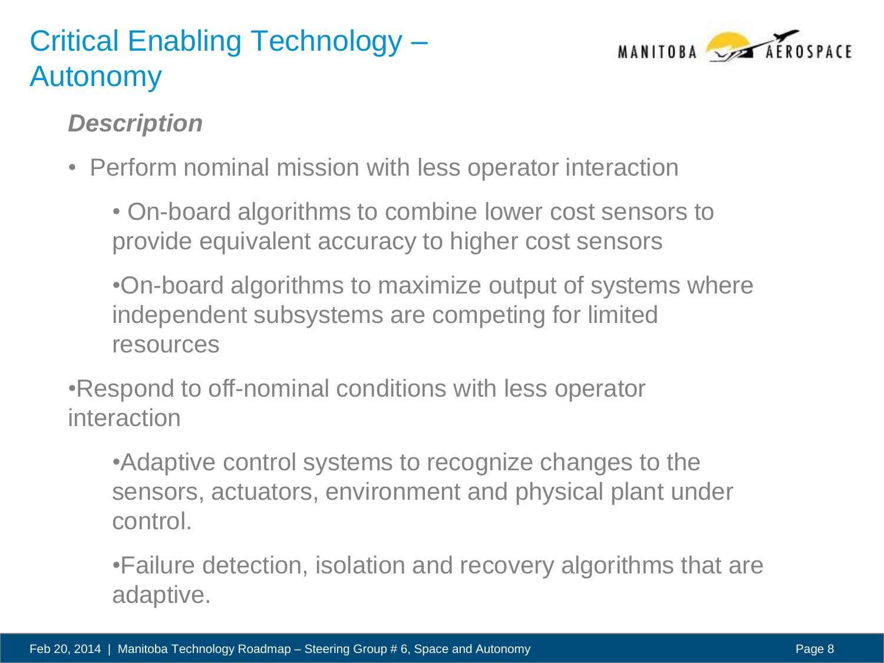# Critical Enabling Technology – Autonomy

***Description***

- Perform nominal mission with less operator interaction
  - On-board algorithms to combine lower cost sensors to provide equivalent accuracy to higher cost sensors
  - On-board algorithms to maximize output of systems where independent subsystems are competing for limited resources
- Respond to off-nominal conditions with less operator interaction
  - Adaptive control systems to recognize changes to the sensors, actuators, environment and physical plant under control.
  - Failure detection, isolation and recovery algorithms that are adaptive.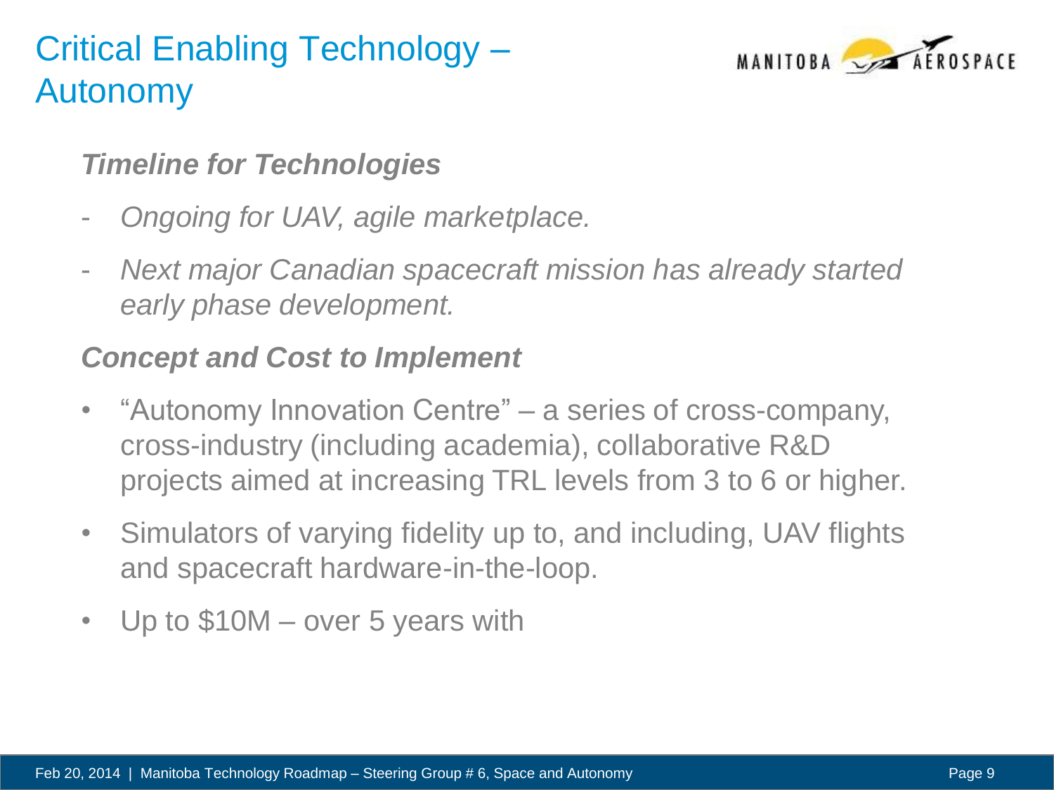# Critical Enabling Technology – Autonomy

***Timeline for Technologies***

- *Ongoing for UAV, agile marketplace.*
- *Next major Canadian spacecraft mission has already started early phase development.*

***Concept and Cost to Implement***

- "Autonomy Innovation Centre" – a series of cross-company, cross-industry (including academia), collaborative R&D projects aimed at increasing TRL levels from 3 to 6 or higher.
- Simulators of varying fidelity up to, and including, UAV flights and spacecraft hardware-in-the-loop.
- Up to $10M – over 5 years with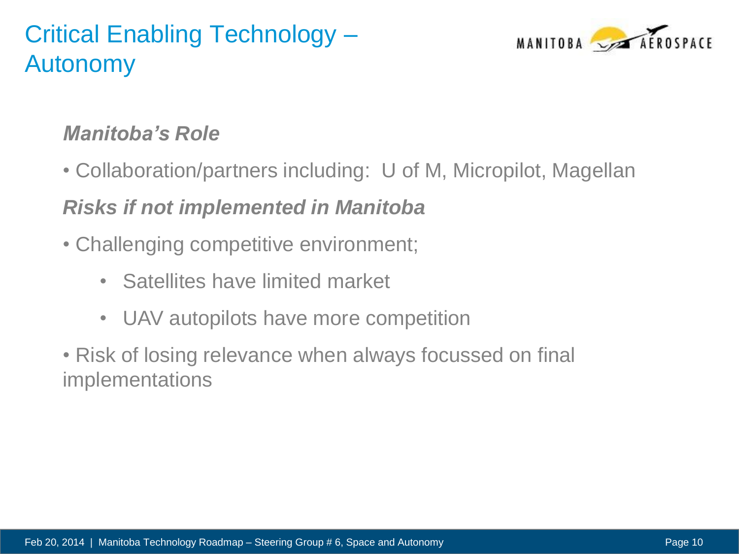# Critical Enabling Technology – Autonomy

MANITOBA AEROSPACE

***Manitoba's Role***

- Collaboration/partners including: U of M, Micropilot, Magellan

***Risks if not implemented in Manitoba***

- Challenging competitive environment;
  - Satellites have limited market
  - UAV autopilots have more competition
- Risk of losing relevance when always focussed on final implementations